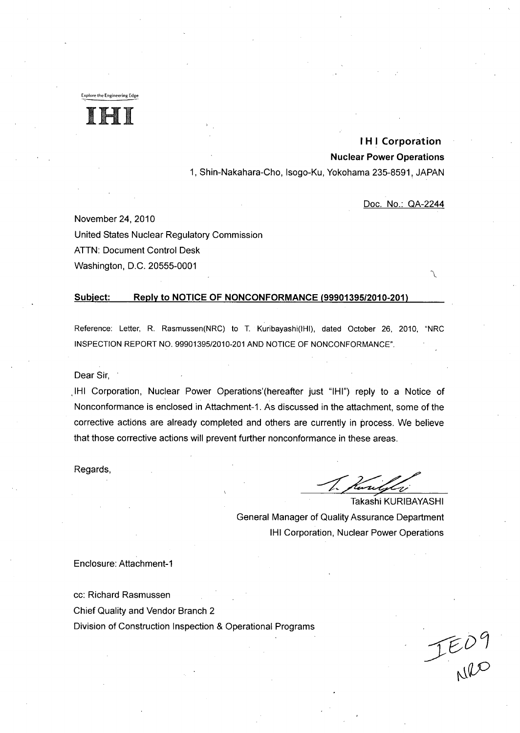Explore the Engineering Edge

**IHI**

**I H I Corporation**

**Nuclear Power Operations**

1, Shin-Nakahara-Cho, Isogo-Ku, Yokohama 235-8591, JAPAN

Doc. No.: QA-2244

November 24, 2010

United States Nuclear Regulatory Commission

ATTN: Document Control Desk

Washington, D.C. 20555-0001

**Subject: Reply to NOTICE OF NONCONFORMANCE (99901395/2010-201)**

Reference: Letter, R. Rasmussen(NRC) to T. Kuribayashi(IHI), dated October 26, 2010, "NRC INSPECTION REPORT NO. 99901395/2010-201 AND NOTICE OF NONCONFORMANCE".

Dear Sir,

IHI Corporation, Nuclear Power Operations'(hereafter just "IHI") reply to a Notice of Nonconformance is enclosed in Attachment-1. As discussed in the attachment, some of the corrective actions are already completed and others are currently in process. We believe that those corrective actions will prevent further nonconformance in these areas.

Regards,

Takashi KURIBAYASHI

General Manager of Quality Assurance Department

IHI Corporation, Nuclear Power Operations

Enclosure: Attachment-1

cc: Richard Rasmussen

Chief Quality and Vendor Branch 2

Division of Construction Inspection & Operational Programs

IE09

NRO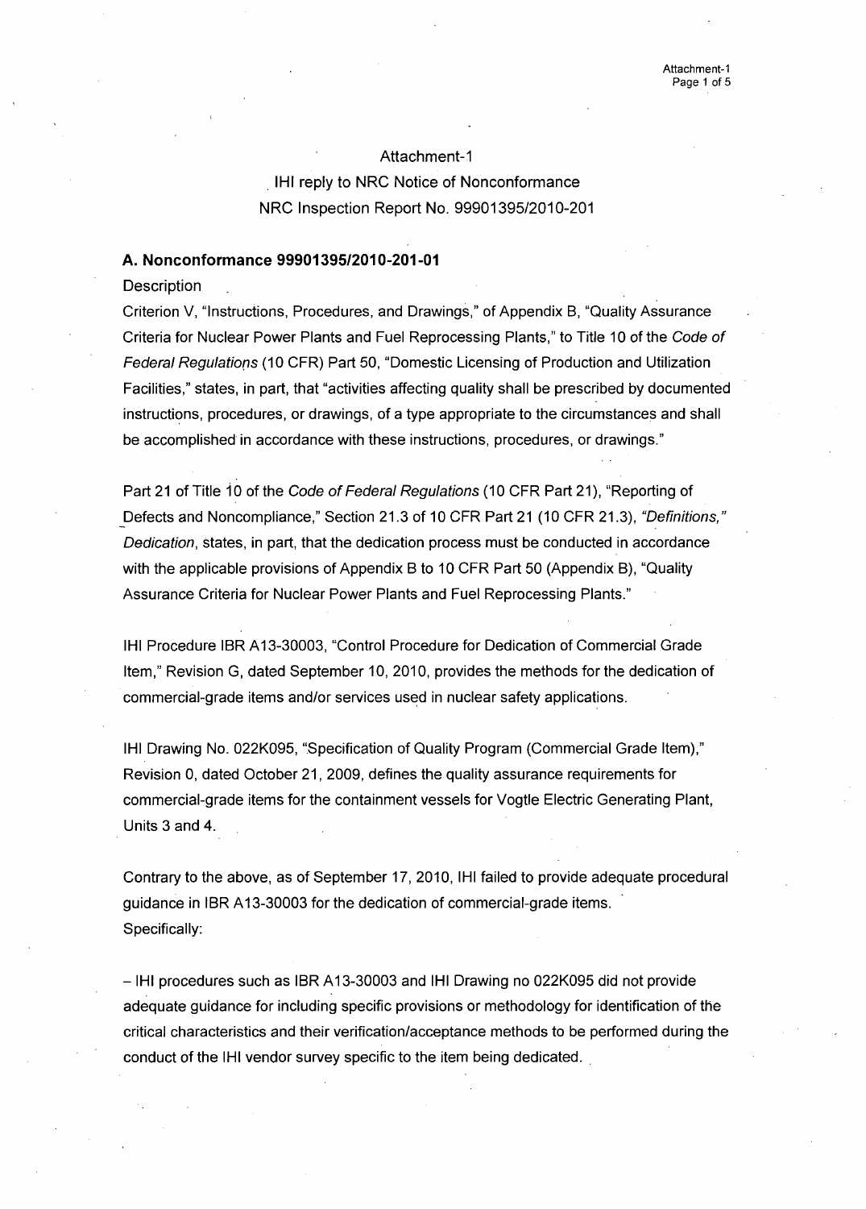Attachment-1

IHI reply to NRC Notice of Nonconformance

NRC Inspection Report No. 99901395/2010-201

## A. Nonconformance 99901395/2010-201-01

Description

Criterion V, "Instructions, Procedures, and Drawings," of Appendix B, "Quality Assurance Criteria for Nuclear Power Plants and Fuel Reprocessing Plants," to Title 10 of the *Code of Federal Regulations* (10 CFR) Part 50, "Domestic Licensing of Production and Utilization Facilities," states, in part, that "activities affecting quality shall be prescribed by documented instructions, procedures, or drawings, of a type appropriate to the circumstances and shall be accomplished in accordance with these instructions, procedures, or drawings."

Part 21 of Title 10 of the *Code of Federal Regulations* (10 CFR Part 21), "Reporting of Defects and Noncompliance," Section 21.3 of 10 CFR Part 21 (10 CFR 21.3), *"Definitions," Dedication*, states, in part, that the dedication process must be conducted in accordance with the applicable provisions of Appendix B to 10 CFR Part 50 (Appendix B), "Quality Assurance Criteria for Nuclear Power Plants and Fuel Reprocessing Plants."

IHI Procedure IBR A13-30003, "Control Procedure for Dedication of Commercial Grade Item," Revision G, dated September 10, 2010, provides the methods for the dedication of commercial-grade items and/or services used in nuclear safety applications.

IHI Drawing No. 022K095, "Specification of Quality Program (Commercial Grade Item)," Revision 0, dated October 21, 2009, defines the quality assurance requirements for commercial-grade items for the containment vessels for Vogtle Electric Generating Plant, Units 3 and 4.

Contrary to the above, as of September 17, 2010, IHI failed to provide adequate procedural guidance in IBR A13-30003 for the dedication of commercial-grade items. Specifically:

– IHI procedures such as IBR A13-30003 and IHI Drawing no 022K095 did not provide adequate guidance for including specific provisions or methodology for identification of the critical characteristics and their verification/acceptance methods to be performed during the conduct of the IHI vendor survey specific to the item being dedicated.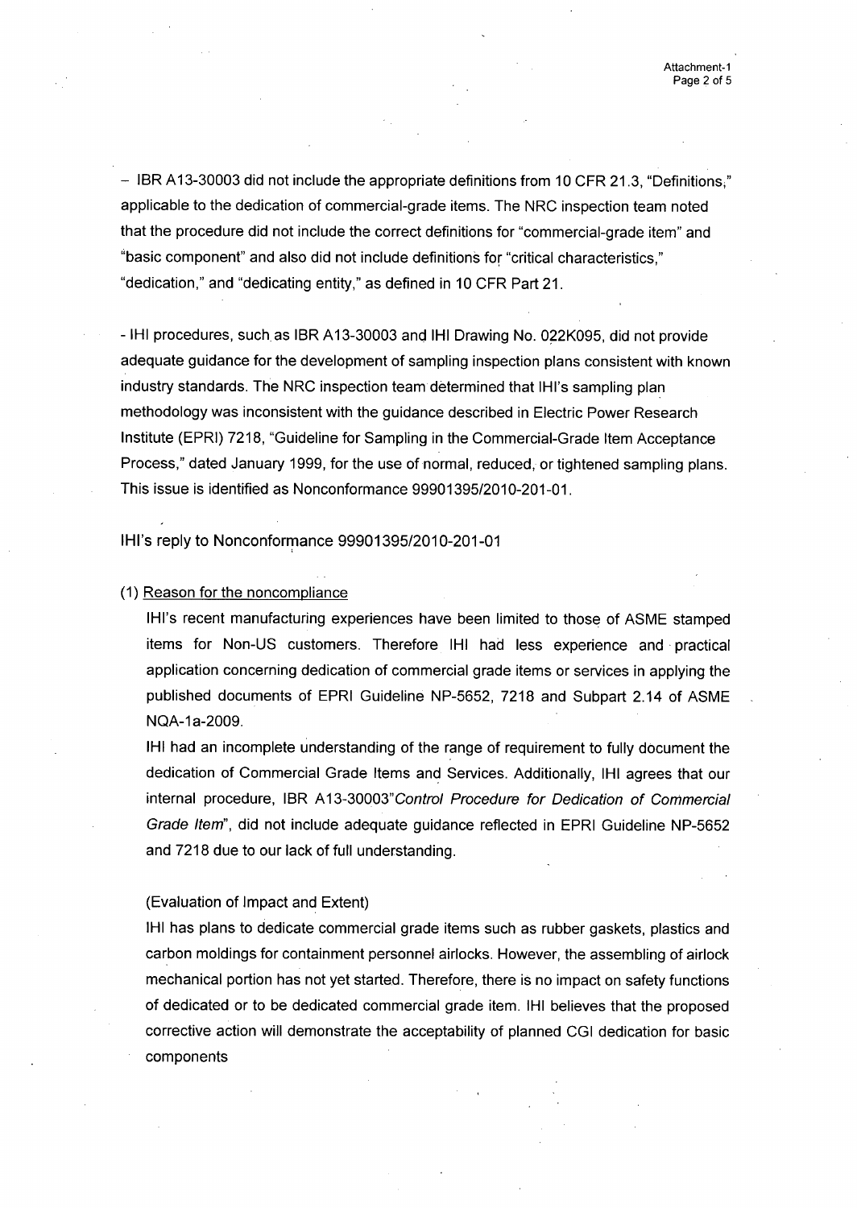– IBR A13-30003 did not include the appropriate definitions from 10 CFR 21.3, "Definitions," applicable to the dedication of commercial-grade items. The NRC inspection team noted that the procedure did not include the correct definitions for "commercial-grade item" and "basic component" and also did not include definitions for "critical characteristics," "dedication," and "dedicating entity," as defined in 10 CFR Part 21.

- IHI procedures, such as IBR A13-30003 and IHI Drawing No. 022K095, did not provide adequate guidance for the development of sampling inspection plans consistent with known industry standards. The NRC inspection team determined that IHI's sampling plan methodology was inconsistent with the guidance described in Electric Power Research Institute (EPRI) 7218, "Guideline for Sampling in the Commercial-Grade Item Acceptance Process," dated January 1999, for the use of normal, reduced, or tightened sampling plans. This issue is identified as Nonconformance 99901395/2010-201-01.

IHI's reply to Nonconformance 99901395/2010-201-01

(1) Reason for the noncompliance

IHI's recent manufacturing experiences have been limited to those of ASME stamped items for Non-US customers. Therefore IHI had less experience and practical application concerning dedication of commercial grade items or services in applying the published documents of EPRI Guideline NP-5652, 7218 and Subpart 2.14 of ASME NQA-1a-2009.

IHI had an incomplete understanding of the range of requirement to fully document the dedication of Commercial Grade Items and Services. Additionally, IHI agrees that our internal procedure, IBR A13-30003"*Control Procedure for Dedication of Commercial Grade Item*", did not include adequate guidance reflected in EPRI Guideline NP-5652 and 7218 due to our lack of full understanding.

(Evaluation of Impact and Extent)

IHI has plans to dedicate commercial grade items such as rubber gaskets, plastics and carbon moldings for containment personnel airlocks. However, the assembling of airlock mechanical portion has not yet started. Therefore, there is no impact on safety functions of dedicated or to be dedicated commercial grade item. IHI believes that the proposed corrective action will demonstrate the acceptability of planned CGI dedication for basic components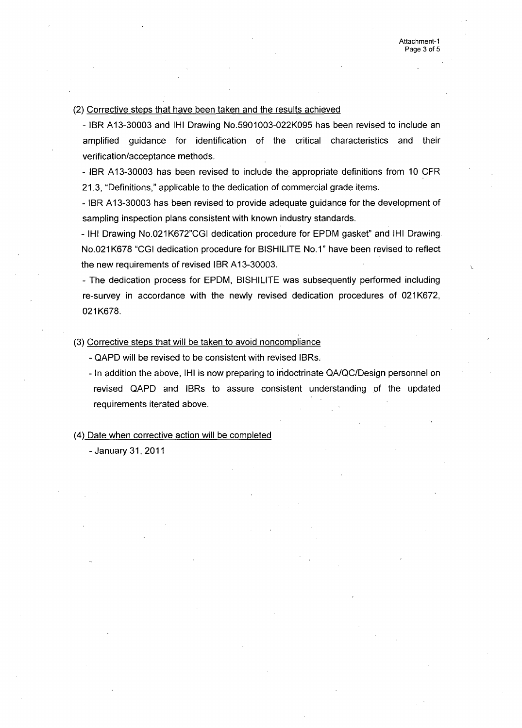(2) Corrective steps that have been taken and the results achieved

- IBR A13-30003 and IHI Drawing No.5901003-022K095 has been revised to include an amplified guidance for identification of the critical characteristics and their verification/acceptance methods.
- IBR A13-30003 has been revised to include the appropriate definitions from 10 CFR 21.3, "Definitions," applicable to the dedication of commercial grade items.
- IBR A13-30003 has been revised to provide adequate guidance for the development of sampling inspection plans consistent with known industry standards.
- IHI Drawing No.021K672"CGI dedication procedure for EPDM gasket" and IHI Drawing No.021K678 "CGI dedication procedure for BISHILITE No.1" have been revised to reflect the new requirements of revised IBR A13-30003.
- The dedication process for EPDM, BISHILITE was subsequently performed including re-survey in accordance with the newly revised dedication procedures of 021K672, 021K678.

(3) Corrective steps that will be taken to avoid noncompliance

- QAPD will be revised to be consistent with revised IBRs.
- In addition the above, IHI is now preparing to indoctrinate QA/QC/Design personnel on revised QAPD and IBRs to assure consistent understanding of the updated requirements iterated above.

(4) Date when corrective action will be completed

- January 31, 2011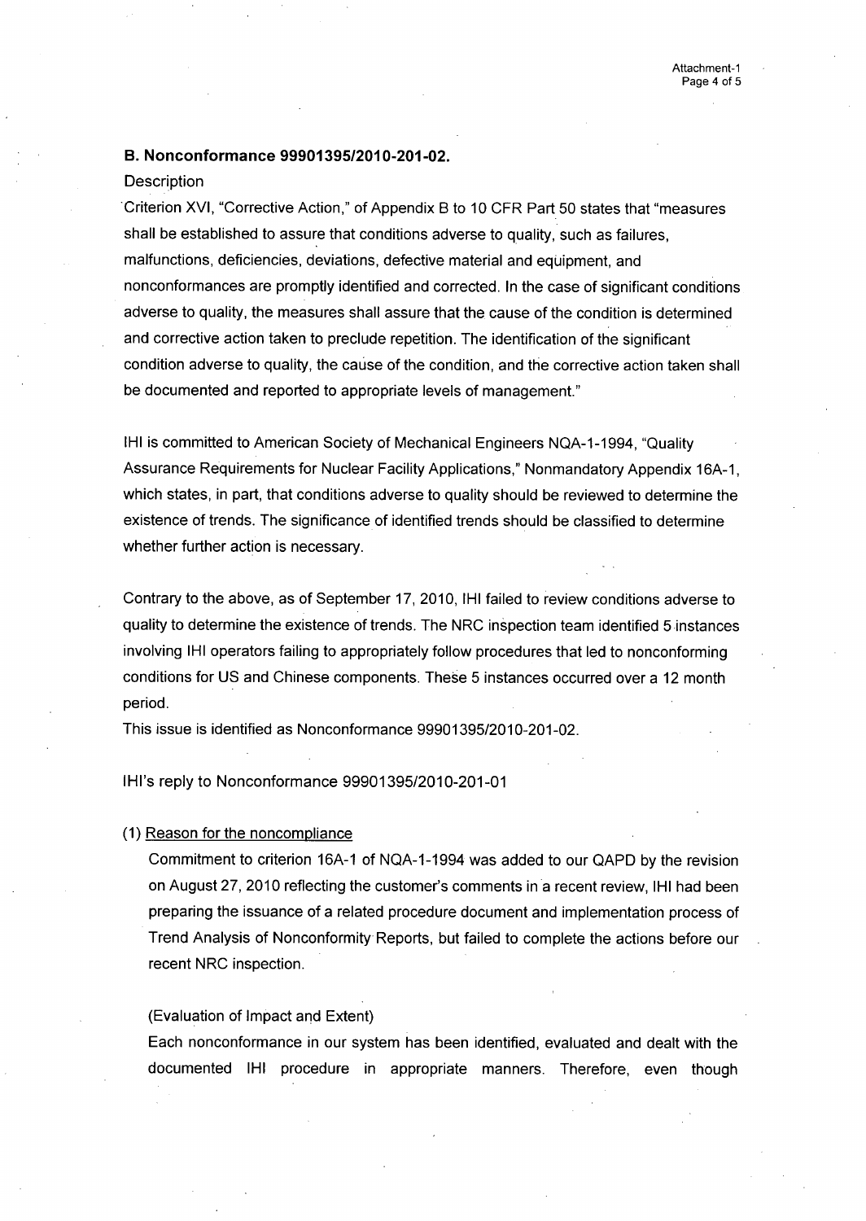## B. Nonconformance 99901395/2010-201-02.

Description

Criterion XVI, "Corrective Action," of Appendix B to 10 CFR Part 50 states that "measures shall be established to assure that conditions adverse to quality, such as failures, malfunctions, deficiencies, deviations, defective material and equipment, and nonconformances are promptly identified and corrected. In the case of significant conditions adverse to quality, the measures shall assure that the cause of the condition is determined and corrective action taken to preclude repetition. The identification of the significant condition adverse to quality, the cause of the condition, and the corrective action taken shall be documented and reported to appropriate levels of management."

IHI is committed to American Society of Mechanical Engineers NQA-1-1994, "Quality Assurance Requirements for Nuclear Facility Applications," Nonmandatory Appendix 16A-1, which states, in part, that conditions adverse to quality should be reviewed to determine the existence of trends. The significance of identified trends should be classified to determine whether further action is necessary.

Contrary to the above, as of September 17, 2010, IHI failed to review conditions adverse to quality to determine the existence of trends. The NRC inspection team identified 5 instances involving IHI operators failing to appropriately follow procedures that led to nonconforming conditions for US and Chinese components. These 5 instances occurred over a 12 month period.

This issue is identified as Nonconformance 99901395/2010-201-02.

IHI's reply to Nonconformance 99901395/2010-201-01

(1) Reason for the noncompliance

Commitment to criterion 16A-1 of NQA-1-1994 was added to our QAPD by the revision on August 27, 2010 reflecting the customer's comments in a recent review, IHI had been preparing the issuance of a related procedure document and implementation process of Trend Analysis of Nonconformity Reports, but failed to complete the actions before our recent NRC inspection.

(Evaluation of Impact and Extent)

Each nonconformance in our system has been identified, evaluated and dealt with the documented IHI procedure in appropriate manners. Therefore, even though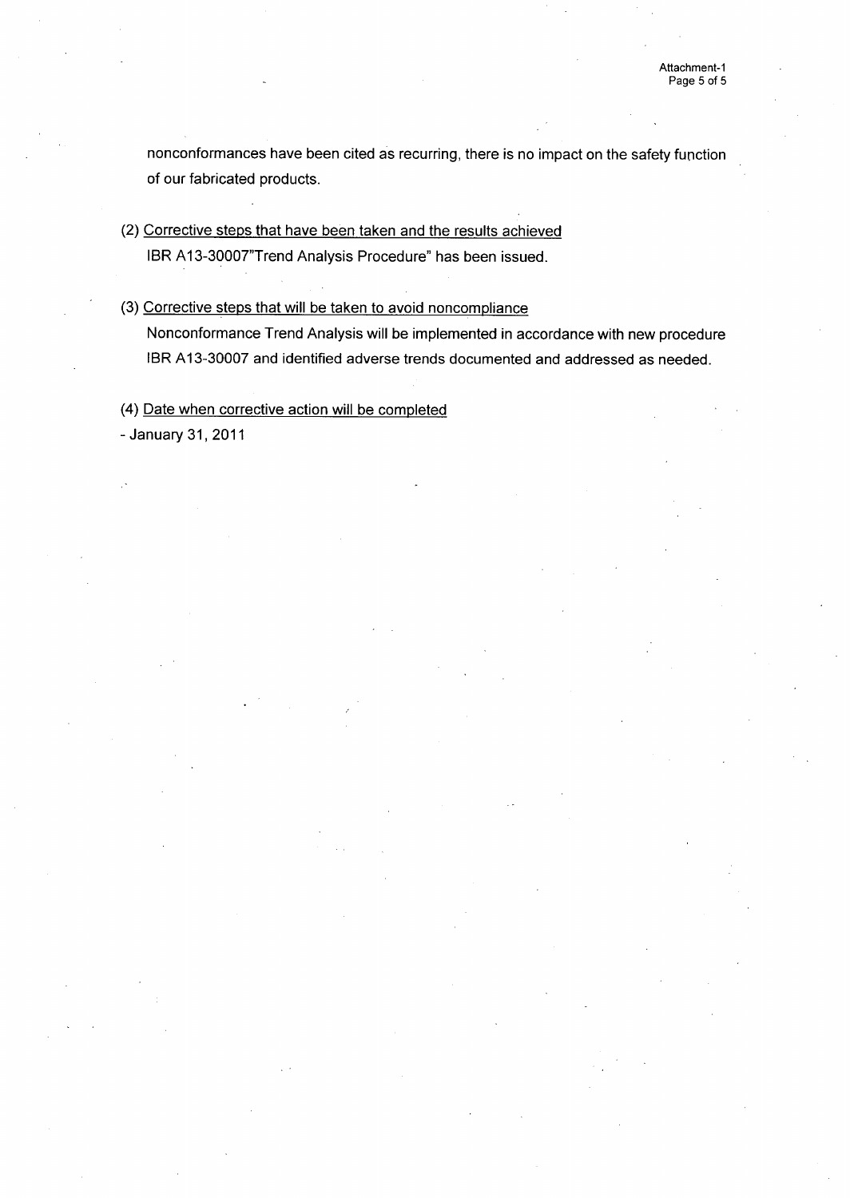nonconformances have been cited as recurring, there is no impact on the safety function of our fabricated products.

(2) <u>Corrective steps that have been taken and the results achieved</u>

IBR A13-30007"Trend Analysis Procedure" has been issued.

(3) <u>Corrective steps that will be taken to avoid noncompliance</u>

Nonconformance Trend Analysis will be implemented in accordance with new procedure IBR A13-30007 and identified adverse trends documented and addressed as needed.

(4) <u>Date when corrective action will be completed</u>

- January 31, 2011